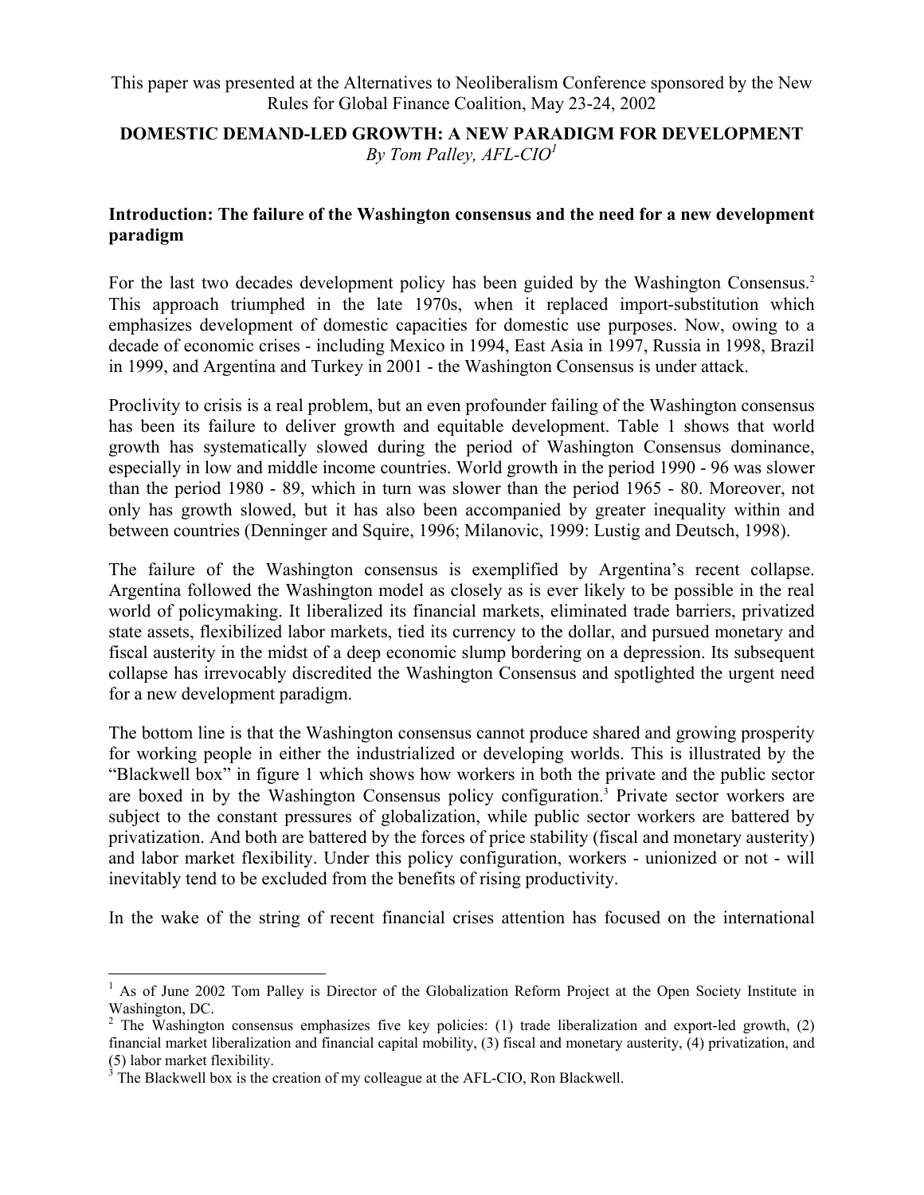This paper was presented at the Alternatives to Neoliberalism Conference sponsored by the New Rules for Global Finance Coalition, May 23-24, 2002

# DOMESTIC DEMAND-LED GROWTH: A NEW PARADIGM FOR DEVELOPMENT

*By Tom Palley, AFL-CIO*[1]

## Introduction: The failure of the Washington consensus and the need for a new development paradigm

For the last two decades development policy has been guided by the Washington Consensus.[2] This approach triumphed in the late 1970s, when it replaced import-substitution which emphasizes development of domestic capacities for domestic use purposes. Now, owing to a decade of economic crises - including Mexico in 1994, East Asia in 1997, Russia in 1998, Brazil in 1999, and Argentina and Turkey in 2001 - the Washington Consensus is under attack.

Proclivity to crisis is a real problem, but an even profounder failing of the Washington consensus has been its failure to deliver growth and equitable development. Table 1 shows that world growth has systematically slowed during the period of Washington Consensus dominance, especially in low and middle income countries. World growth in the period 1990 - 96 was slower than the period 1980 - 89, which in turn was slower than the period 1965 - 80. Moreover, not only has growth slowed, but it has also been accompanied by greater inequality within and between countries (Denninger and Squire, 1996; Milanovic, 1999: Lustig and Deutsch, 1998).

The failure of the Washington consensus is exemplified by Argentina's recent collapse. Argentina followed the Washington model as closely as is ever likely to be possible in the real world of policymaking. It liberalized its financial markets, eliminated trade barriers, privatized state assets, flexibilized labor markets, tied its currency to the dollar, and pursued monetary and fiscal austerity in the midst of a deep economic slump bordering on a depression. Its subsequent collapse has irrevocably discredited the Washington Consensus and spotlighted the urgent need for a new development paradigm.

The bottom line is that the Washington consensus cannot produce shared and growing prosperity for working people in either the industrialized or developing worlds. This is illustrated by the "Blackwell box" in figure 1 which shows how workers in both the private and the public sector are boxed in by the Washington Consensus policy configuration.[3] Private sector workers are subject to the constant pressures of globalization, while public sector workers are battered by privatization. And both are battered by the forces of price stability (fiscal and monetary austerity) and labor market flexibility. Under this policy configuration, workers - unionized or not - will inevitably tend to be excluded from the benefits of rising productivity.

In the wake of the string of recent financial crises attention has focused on the international

---

[1] As of June 2002 Tom Palley is Director of the Globalization Reform Project at the Open Society Institute in Washington, DC.

[2] The Washington consensus emphasizes five key policies: (1) trade liberalization and export-led growth, (2) financial market liberalization and financial capital mobility, (3) fiscal and monetary austerity, (4) privatization, and (5) labor market flexibility.

[3] The Blackwell box is the creation of my colleague at the AFL-CIO, Ron Blackwell.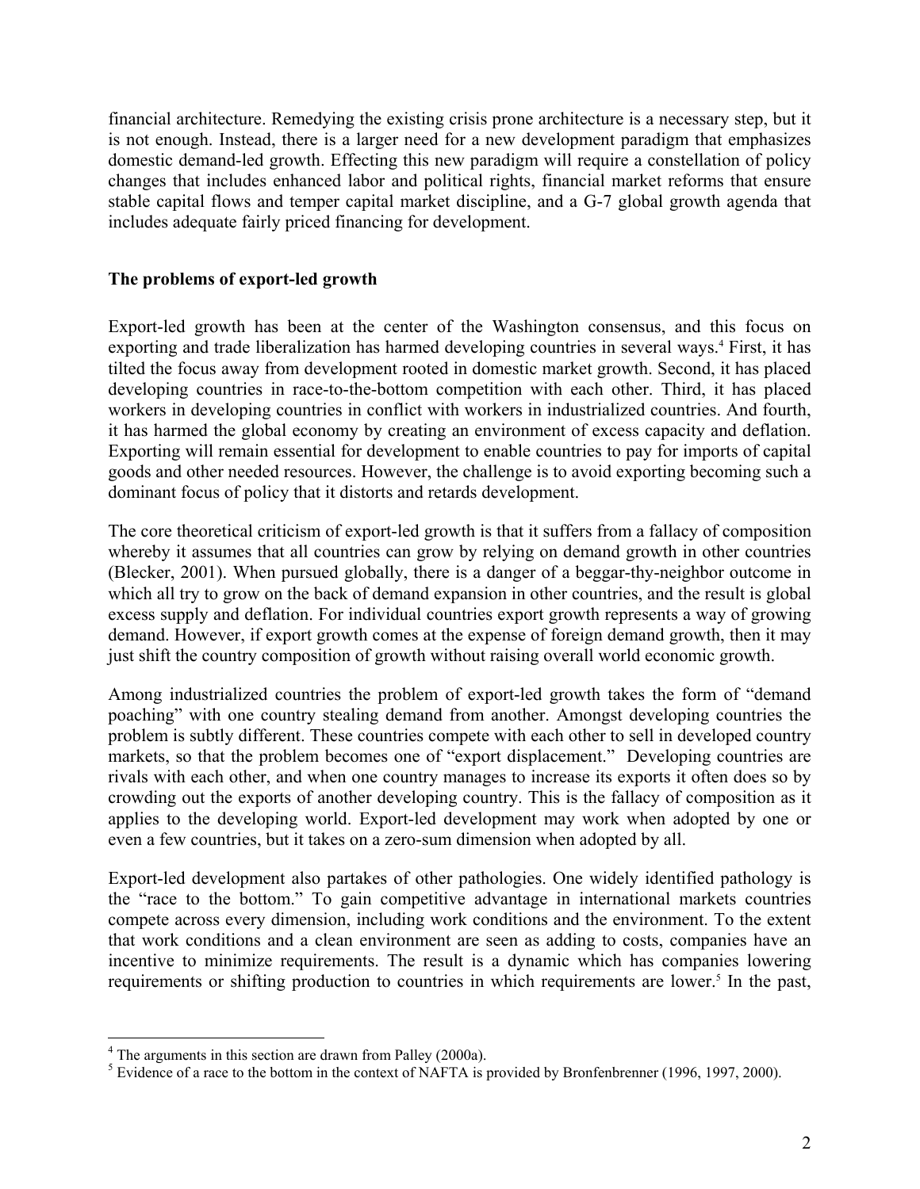financial architecture. Remedying the existing crisis prone architecture is a necessary step, but it is not enough. Instead, there is a larger need for a new development paradigm that emphasizes domestic demand-led growth. Effecting this new paradigm will require a constellation of policy changes that includes enhanced labor and political rights, financial market reforms that ensure stable capital flows and temper capital market discipline, and a G-7 global growth agenda that includes adequate fairly priced financing for development.

**The problems of export-led growth**

Export-led growth has been at the center of the Washington consensus, and this focus on exporting and trade liberalization has harmed developing countries in several ways.[4] First, it has tilted the focus away from development rooted in domestic market growth. Second, it has placed developing countries in race-to-the-bottom competition with each other. Third, it has placed workers in developing countries in conflict with workers in industrialized countries. And fourth, it has harmed the global economy by creating an environment of excess capacity and deflation. Exporting will remain essential for development to enable countries to pay for imports of capital goods and other needed resources. However, the challenge is to avoid exporting becoming such a dominant focus of policy that it distorts and retards development.

The core theoretical criticism of export-led growth is that it suffers from a fallacy of composition whereby it assumes that all countries can grow by relying on demand growth in other countries (Blecker, 2001). When pursued globally, there is a danger of a beggar-thy-neighbor outcome in which all try to grow on the back of demand expansion in other countries, and the result is global excess supply and deflation. For individual countries export growth represents a way of growing demand. However, if export growth comes at the expense of foreign demand growth, then it may just shift the country composition of growth without raising overall world economic growth.

Among industrialized countries the problem of export-led growth takes the form of "demand poaching" with one country stealing demand from another. Amongst developing countries the problem is subtly different. These countries compete with each other to sell in developed country markets, so that the problem becomes one of "export displacement." Developing countries are rivals with each other, and when one country manages to increase its exports it often does so by crowding out the exports of another developing country. This is the fallacy of composition as it applies to the developing world. Export-led development may work when adopted by one or even a few countries, but it takes on a zero-sum dimension when adopted by all.

Export-led development also partakes of other pathologies. One widely identified pathology is the "race to the bottom." To gain competitive advantage in international markets countries compete across every dimension, including work conditions and the environment. To the extent that work conditions and a clean environment are seen as adding to costs, companies have an incentive to minimize requirements. The result is a dynamic which has companies lowering requirements or shifting production to countries in which requirements are lower.[5] In the past,

---

[4] The arguments in this section are drawn from Palley (2000a).

[5] Evidence of a race to the bottom in the context of NAFTA is provided by Bronfenbrenner (1996, 1997, 2000).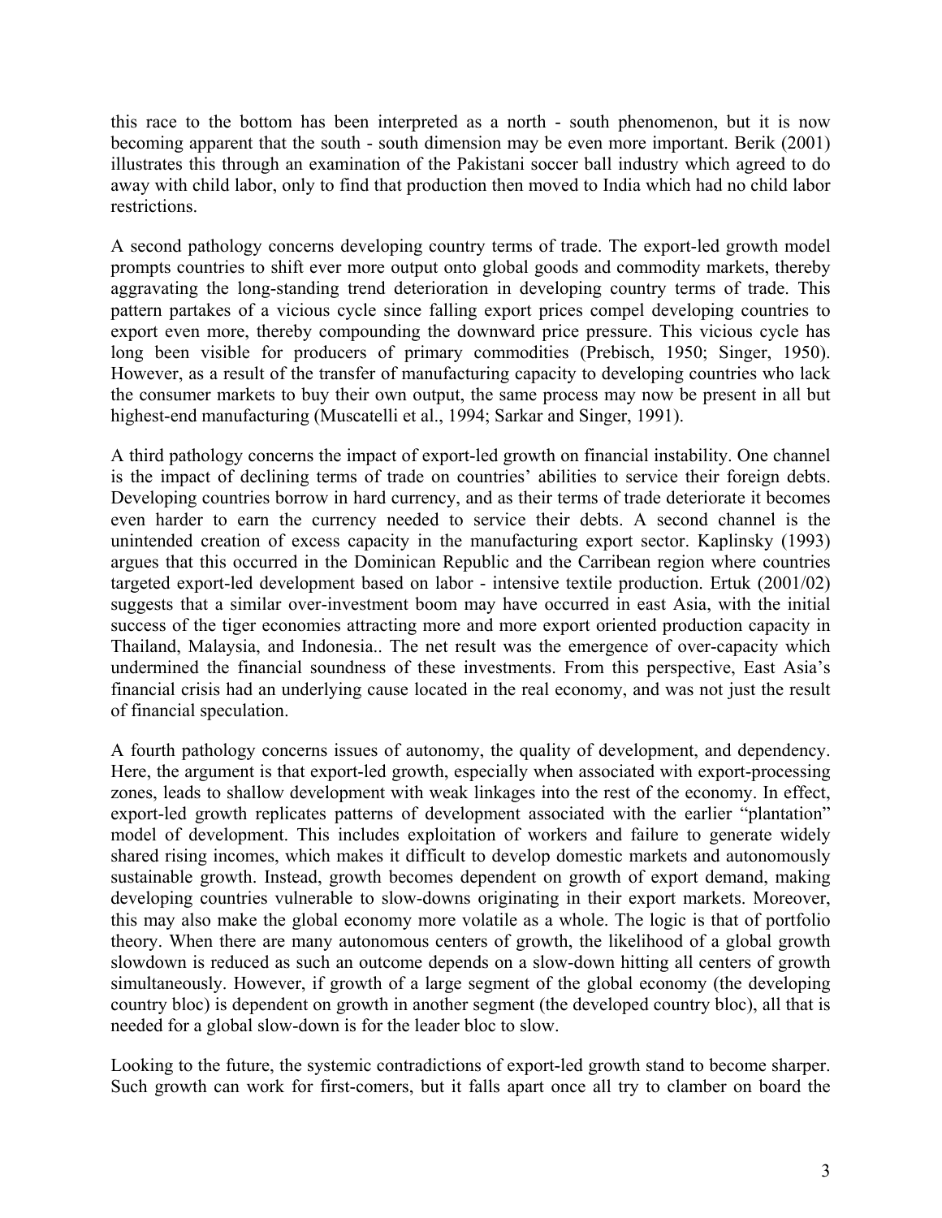this race to the bottom has been interpreted as a north - south phenomenon, but it is now becoming apparent that the south - south dimension may be even more important. Berik (2001) illustrates this through an examination of the Pakistani soccer ball industry which agreed to do away with child labor, only to find that production then moved to India which had no child labor restrictions.

A second pathology concerns developing country terms of trade. The export-led growth model prompts countries to shift ever more output onto global goods and commodity markets, thereby aggravating the long-standing trend deterioration in developing country terms of trade. This pattern partakes of a vicious cycle since falling export prices compel developing countries to export even more, thereby compounding the downward price pressure. This vicious cycle has long been visible for producers of primary commodities (Prebisch, 1950; Singer, 1950). However, as a result of the transfer of manufacturing capacity to developing countries who lack the consumer markets to buy their own output, the same process may now be present in all but highest-end manufacturing (Muscatelli et al., 1994; Sarkar and Singer, 1991).

A third pathology concerns the impact of export-led growth on financial instability. One channel is the impact of declining terms of trade on countries' abilities to service their foreign debts. Developing countries borrow in hard currency, and as their terms of trade deteriorate it becomes even harder to earn the currency needed to service their debts. A second channel is the unintended creation of excess capacity in the manufacturing export sector. Kaplinsky (1993) argues that this occurred in the Dominican Republic and the Carribean region where countries targeted export-led development based on labor - intensive textile production. Ertuk (2001/02) suggests that a similar over-investment boom may have occurred in east Asia, with the initial success of the tiger economies attracting more and more export oriented production capacity in Thailand, Malaysia, and Indonesia.. The net result was the emergence of over-capacity which undermined the financial soundness of these investments. From this perspective, East Asia's financial crisis had an underlying cause located in the real economy, and was not just the result of financial speculation.

A fourth pathology concerns issues of autonomy, the quality of development, and dependency. Here, the argument is that export-led growth, especially when associated with export-processing zones, leads to shallow development with weak linkages into the rest of the economy. In effect, export-led growth replicates patterns of development associated with the earlier "plantation" model of development. This includes exploitation of workers and failure to generate widely shared rising incomes, which makes it difficult to develop domestic markets and autonomously sustainable growth. Instead, growth becomes dependent on growth of export demand, making developing countries vulnerable to slow-downs originating in their export markets. Moreover, this may also make the global economy more volatile as a whole. The logic is that of portfolio theory. When there are many autonomous centers of growth, the likelihood of a global growth slowdown is reduced as such an outcome depends on a slow-down hitting all centers of growth simultaneously. However, if growth of a large segment of the global economy (the developing country bloc) is dependent on growth in another segment (the developed country bloc), all that is needed for a global slow-down is for the leader bloc to slow.

Looking to the future, the systemic contradictions of export-led growth stand to become sharper. Such growth can work for first-comers, but it falls apart once all try to clamber on board the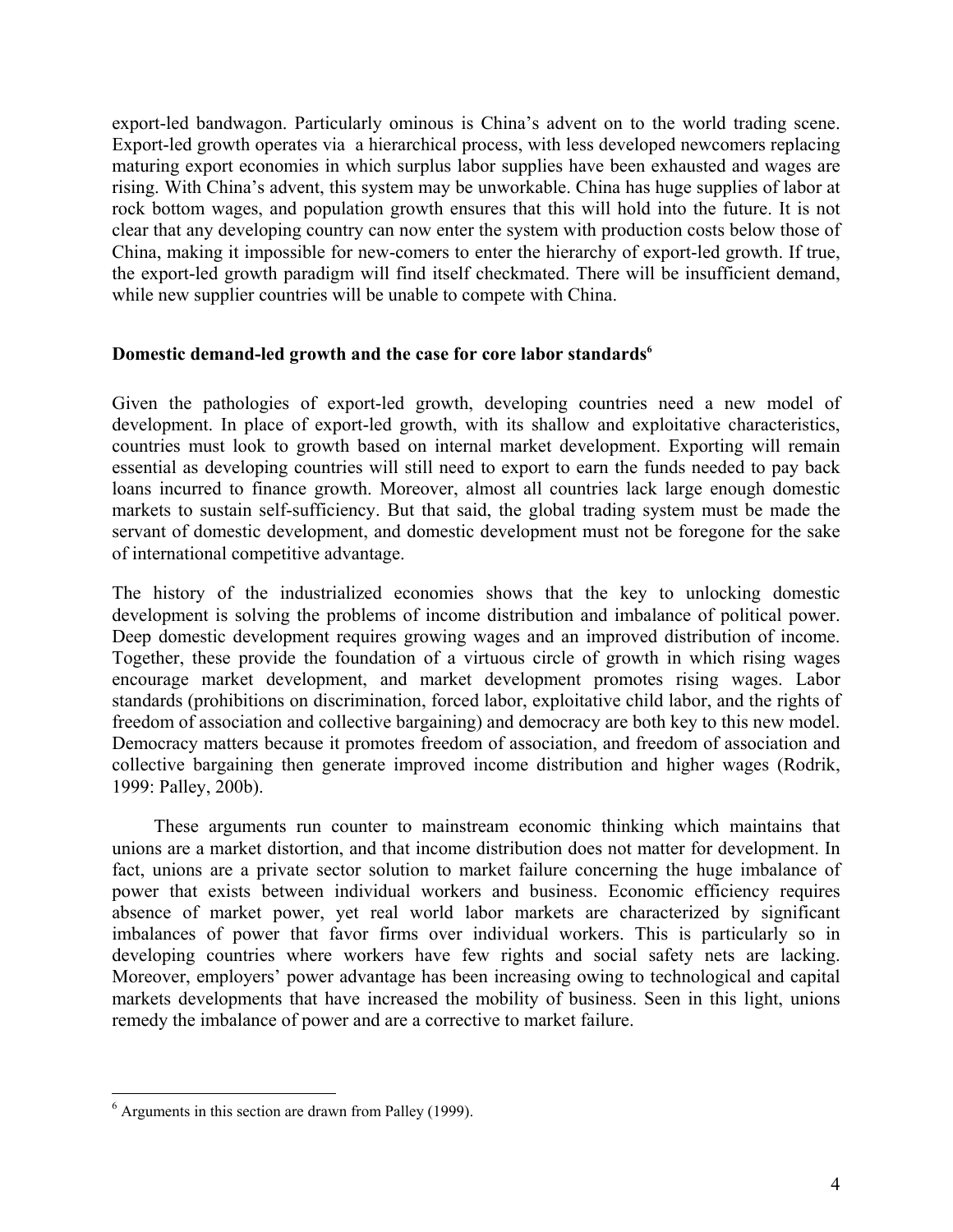export-led bandwagon. Particularly ominous is China's advent on to the world trading scene. Export-led growth operates via a hierarchical process, with less developed newcomers replacing maturing export economies in which surplus labor supplies have been exhausted and wages are rising. With China's advent, this system may be unworkable. China has huge supplies of labor at rock bottom wages, and population growth ensures that this will hold into the future. It is not clear that any developing country can now enter the system with production costs below those of China, making it impossible for new-comers to enter the hierarchy of export-led growth. If true, the export-led growth paradigm will find itself checkmated. There will be insufficient demand, while new supplier countries will be unable to compete with China.

**Domestic demand-led growth and the case for core labor standards**[6]

Given the pathologies of export-led growth, developing countries need a new model of development. In place of export-led growth, with its shallow and exploitative characteristics, countries must look to growth based on internal market development. Exporting will remain essential as developing countries will still need to export to earn the funds needed to pay back loans incurred to finance growth. Moreover, almost all countries lack large enough domestic markets to sustain self-sufficiency. But that said, the global trading system must be made the servant of domestic development, and domestic development must not be foregone for the sake of international competitive advantage.

The history of the industrialized economies shows that the key to unlocking domestic development is solving the problems of income distribution and imbalance of political power. Deep domestic development requires growing wages and an improved distribution of income. Together, these provide the foundation of a virtuous circle of growth in which rising wages encourage market development, and market development promotes rising wages. Labor standards (prohibitions on discrimination, forced labor, exploitative child labor, and the rights of freedom of association and collective bargaining) and democracy are both key to this new model. Democracy matters because it promotes freedom of association, and freedom of association and collective bargaining then generate improved income distribution and higher wages (Rodrik, 1999: Palley, 200b).

These arguments run counter to mainstream economic thinking which maintains that unions are a market distortion, and that income distribution does not matter for development. In fact, unions are a private sector solution to market failure concerning the huge imbalance of power that exists between individual workers and business. Economic efficiency requires absence of market power, yet real world labor markets are characterized by significant imbalances of power that favor firms over individual workers. This is particularly so in developing countries where workers have few rights and social safety nets are lacking. Moreover, employers' power advantage has been increasing owing to technological and capital markets developments that have increased the mobility of business. Seen in this light, unions remedy the imbalance of power and are a corrective to market failure.

---

[6] Arguments in this section are drawn from Palley (1999).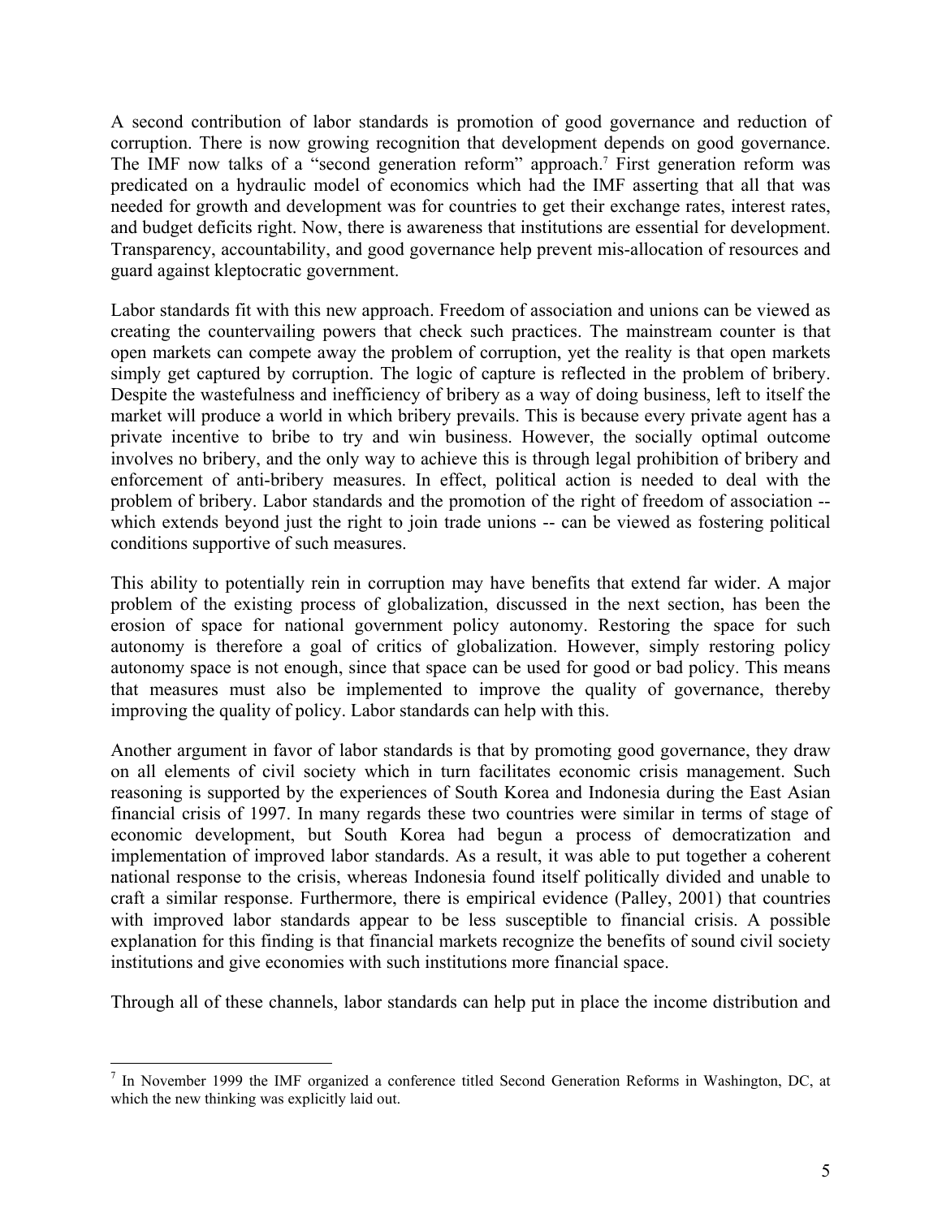A second contribution of labor standards is promotion of good governance and reduction of corruption. There is now growing recognition that development depends on good governance. The IMF now talks of a "second generation reform" approach.[7] First generation reform was predicated on a hydraulic model of economics which had the IMF asserting that all that was needed for growth and development was for countries to get their exchange rates, interest rates, and budget deficits right. Now, there is awareness that institutions are essential for development. Transparency, accountability, and good governance help prevent mis-allocation of resources and guard against kleptocratic government.

Labor standards fit with this new approach. Freedom of association and unions can be viewed as creating the countervailing powers that check such practices. The mainstream counter is that open markets can compete away the problem of corruption, yet the reality is that open markets simply get captured by corruption. The logic of capture is reflected in the problem of bribery. Despite the wastefulness and inefficiency of bribery as a way of doing business, left to itself the market will produce a world in which bribery prevails. This is because every private agent has a private incentive to bribe to try and win business. However, the socially optimal outcome involves no bribery, and the only way to achieve this is through legal prohibition of bribery and enforcement of anti-bribery measures. In effect, political action is needed to deal with the problem of bribery. Labor standards and the promotion of the right of freedom of association -- which extends beyond just the right to join trade unions -- can be viewed as fostering political conditions supportive of such measures.

This ability to potentially rein in corruption may have benefits that extend far wider. A major problem of the existing process of globalization, discussed in the next section, has been the erosion of space for national government policy autonomy. Restoring the space for such autonomy is therefore a goal of critics of globalization. However, simply restoring policy autonomy space is not enough, since that space can be used for good or bad policy. This means that measures must also be implemented to improve the quality of governance, thereby improving the quality of policy. Labor standards can help with this.

Another argument in favor of labor standards is that by promoting good governance, they draw on all elements of civil society which in turn facilitates economic crisis management. Such reasoning is supported by the experiences of South Korea and Indonesia during the East Asian financial crisis of 1997. In many regards these two countries were similar in terms of stage of economic development, but South Korea had begun a process of democratization and implementation of improved labor standards. As a result, it was able to put together a coherent national response to the crisis, whereas Indonesia found itself politically divided and unable to craft a similar response. Furthermore, there is empirical evidence (Palley, 2001) that countries with improved labor standards appear to be less susceptible to financial crisis. A possible explanation for this finding is that financial markets recognize the benefits of sound civil society institutions and give economies with such institutions more financial space.

Through all of these channels, labor standards can help put in place the income distribution and

[7] In November 1999 the IMF organized a conference titled Second Generation Reforms in Washington, DC, at which the new thinking was explicitly laid out.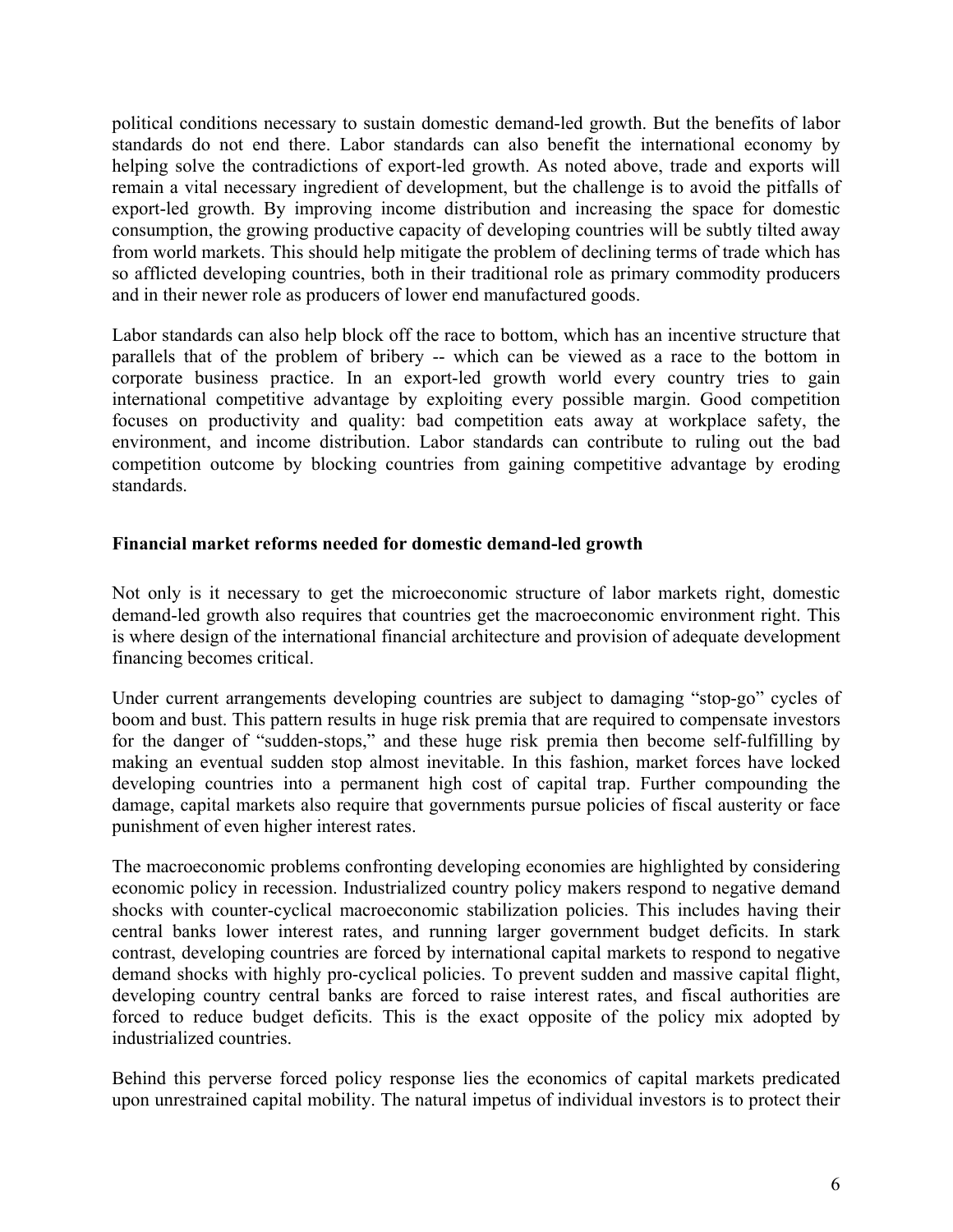political conditions necessary to sustain domestic demand-led growth. But the benefits of labor standards do not end there. Labor standards can also benefit the international economy by helping solve the contradictions of export-led growth. As noted above, trade and exports will remain a vital necessary ingredient of development, but the challenge is to avoid the pitfalls of export-led growth. By improving income distribution and increasing the space for domestic consumption, the growing productive capacity of developing countries will be subtly tilted away from world markets. This should help mitigate the problem of declining terms of trade which has so afflicted developing countries, both in their traditional role as primary commodity producers and in their newer role as producers of lower end manufactured goods.

Labor standards can also help block off the race to bottom, which has an incentive structure that parallels that of the problem of bribery -- which can be viewed as a race to the bottom in corporate business practice. In an export-led growth world every country tries to gain international competitive advantage by exploiting every possible margin. Good competition focuses on productivity and quality: bad competition eats away at workplace safety, the environment, and income distribution. Labor standards can contribute to ruling out the bad competition outcome by blocking countries from gaining competitive advantage by eroding standards.

**Financial market reforms needed for domestic demand-led growth**

Not only is it necessary to get the microeconomic structure of labor markets right, domestic demand-led growth also requires that countries get the macroeconomic environment right. This is where design of the international financial architecture and provision of adequate development financing becomes critical.

Under current arrangements developing countries are subject to damaging "stop-go" cycles of boom and bust. This pattern results in huge risk premia that are required to compensate investors for the danger of "sudden-stops," and these huge risk premia then become self-fulfilling by making an eventual sudden stop almost inevitable. In this fashion, market forces have locked developing countries into a permanent high cost of capital trap. Further compounding the damage, capital markets also require that governments pursue policies of fiscal austerity or face punishment of even higher interest rates.

The macroeconomic problems confronting developing economies are highlighted by considering economic policy in recession. Industrialized country policy makers respond to negative demand shocks with counter-cyclical macroeconomic stabilization policies. This includes having their central banks lower interest rates, and running larger government budget deficits. In stark contrast, developing countries are forced by international capital markets to respond to negative demand shocks with highly pro-cyclical policies. To prevent sudden and massive capital flight, developing country central banks are forced to raise interest rates, and fiscal authorities are forced to reduce budget deficits. This is the exact opposite of the policy mix adopted by industrialized countries.

Behind this perverse forced policy response lies the economics of capital markets predicated upon unrestrained capital mobility. The natural impetus of individual investors is to protect their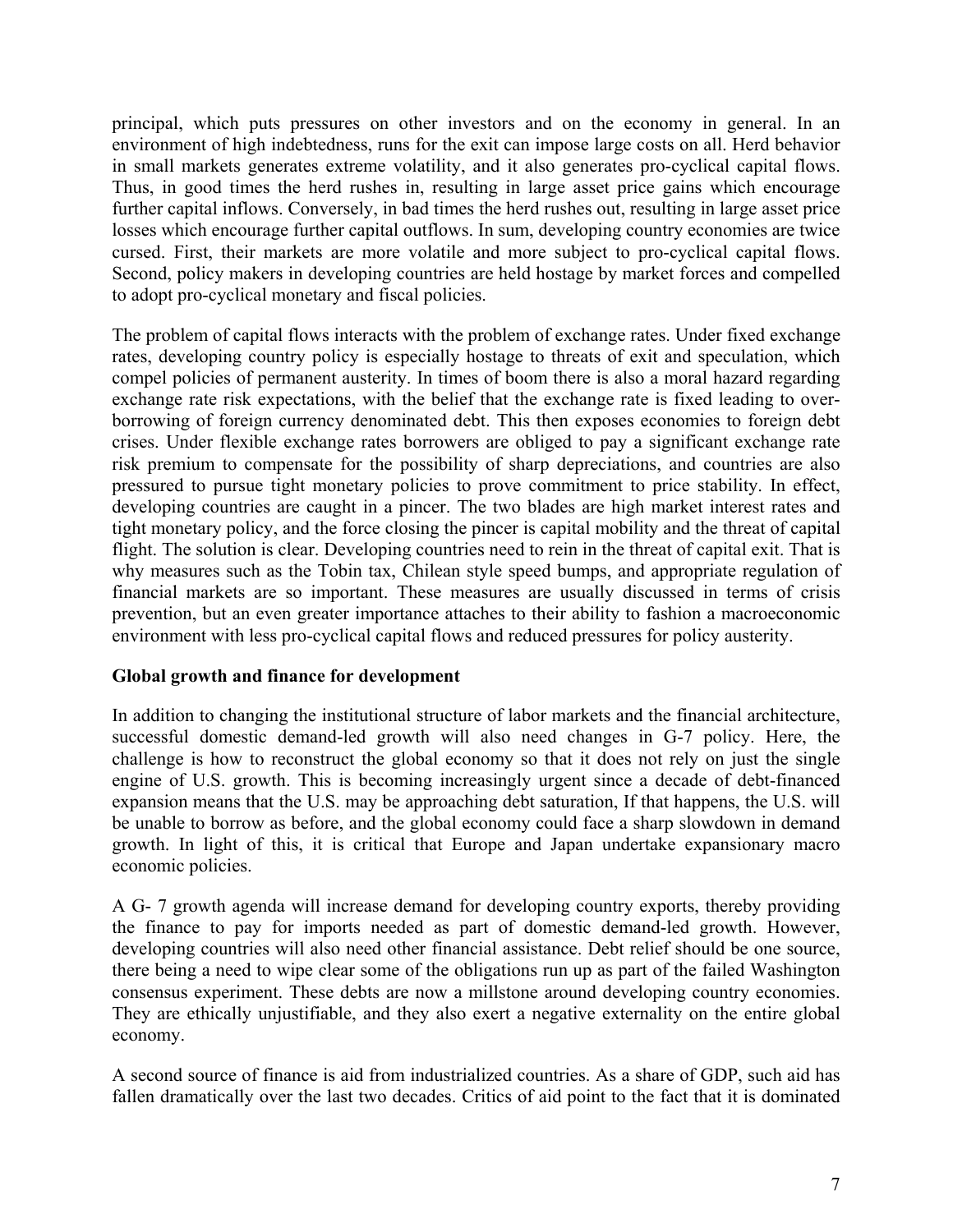principal, which puts pressures on other investors and on the economy in general. In an environment of high indebtedness, runs for the exit can impose large costs on all. Herd behavior in small markets generates extreme volatility, and it also generates pro-cyclical capital flows. Thus, in good times the herd rushes in, resulting in large asset price gains which encourage further capital inflows. Conversely, in bad times the herd rushes out, resulting in large asset price losses which encourage further capital outflows. In sum, developing country economies are twice cursed. First, their markets are more volatile and more subject to pro-cyclical capital flows. Second, policy makers in developing countries are held hostage by market forces and compelled to adopt pro-cyclical monetary and fiscal policies.

The problem of capital flows interacts with the problem of exchange rates. Under fixed exchange rates, developing country policy is especially hostage to threats of exit and speculation, which compel policies of permanent austerity. In times of boom there is also a moral hazard regarding exchange rate risk expectations, with the belief that the exchange rate is fixed leading to over-borrowing of foreign currency denominated debt. This then exposes economies to foreign debt crises. Under flexible exchange rates borrowers are obliged to pay a significant exchange rate risk premium to compensate for the possibility of sharp depreciations, and countries are also pressured to pursue tight monetary policies to prove commitment to price stability. In effect, developing countries are caught in a pincer. The two blades are high market interest rates and tight monetary policy, and the force closing the pincer is capital mobility and the threat of capital flight. The solution is clear. Developing countries need to rein in the threat of capital exit. That is why measures such as the Tobin tax, Chilean style speed bumps, and appropriate regulation of financial markets are so important. These measures are usually discussed in terms of crisis prevention, but an even greater importance attaches to their ability to fashion a macroeconomic environment with less pro-cyclical capital flows and reduced pressures for policy austerity.

**Global growth and finance for development**

In addition to changing the institutional structure of labor markets and the financial architecture, successful domestic demand-led growth will also need changes in G-7 policy. Here, the challenge is how to reconstruct the global economy so that it does not rely on just the single engine of U.S. growth. This is becoming increasingly urgent since a decade of debt-financed expansion means that the U.S. may be approaching debt saturation, If that happens, the U.S. will be unable to borrow as before, and the global economy could face a sharp slowdown in demand growth. In light of this, it is critical that Europe and Japan undertake expansionary macro economic policies.

A G- 7 growth agenda will increase demand for developing country exports, thereby providing the finance to pay for imports needed as part of domestic demand-led growth. However, developing countries will also need other financial assistance. Debt relief should be one source, there being a need to wipe clear some of the obligations run up as part of the failed Washington consensus experiment. These debts are now a millstone around developing country economies. They are ethically unjustifiable, and they also exert a negative externality on the entire global economy.

A second source of finance is aid from industrialized countries. As a share of GDP, such aid has fallen dramatically over the last two decades. Critics of aid point to the fact that it is dominated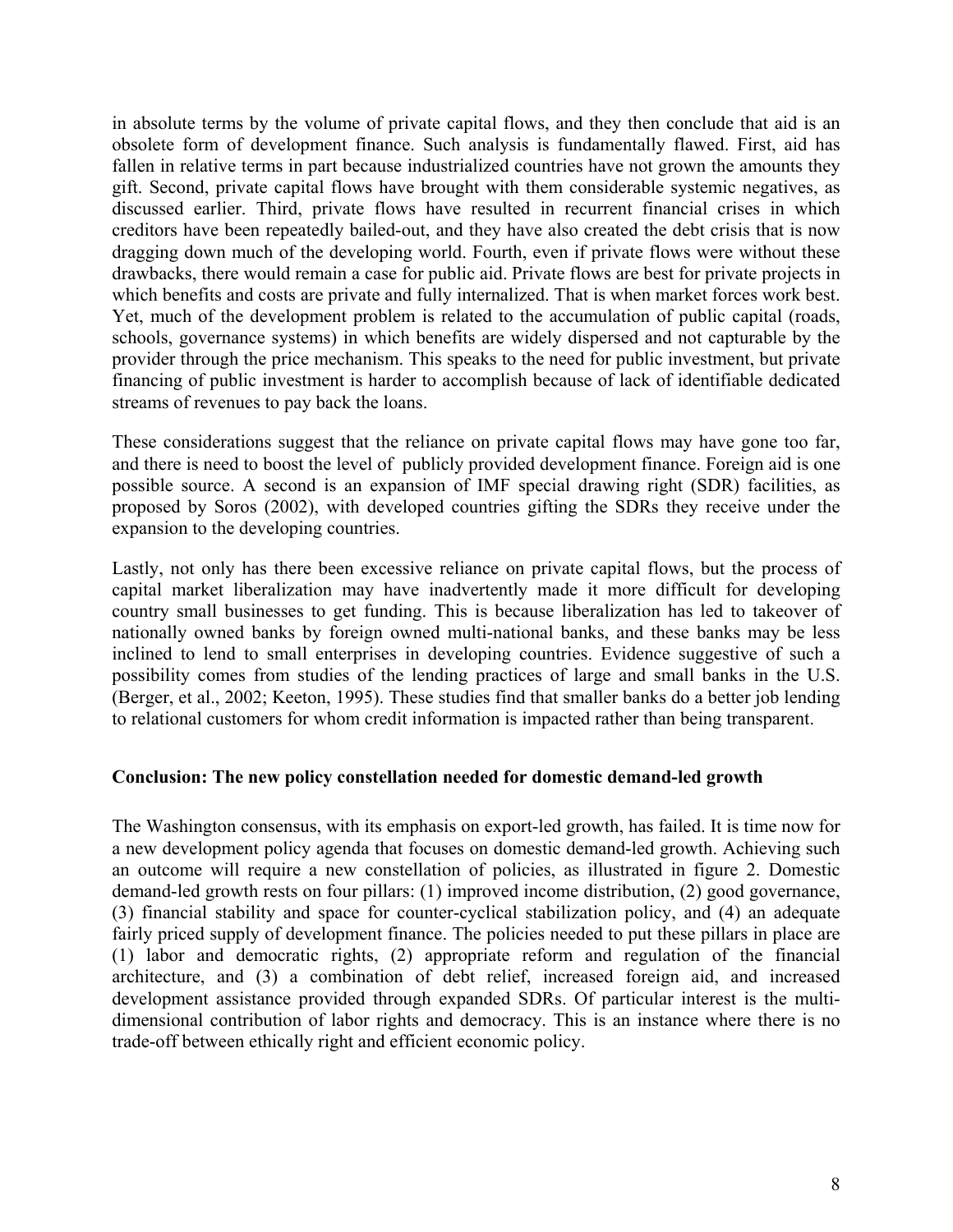in absolute terms by the volume of private capital flows, and they then conclude that aid is an obsolete form of development finance. Such analysis is fundamentally flawed. First, aid has fallen in relative terms in part because industrialized countries have not grown the amounts they gift. Second, private capital flows have brought with them considerable systemic negatives, as discussed earlier. Third, private flows have resulted in recurrent financial crises in which creditors have been repeatedly bailed-out, and they have also created the debt crisis that is now dragging down much of the developing world. Fourth, even if private flows were without these drawbacks, there would remain a case for public aid. Private flows are best for private projects in which benefits and costs are private and fully internalized. That is when market forces work best. Yet, much of the development problem is related to the accumulation of public capital (roads, schools, governance systems) in which benefits are widely dispersed and not capturable by the provider through the price mechanism. This speaks to the need for public investment, but private financing of public investment is harder to accomplish because of lack of identifiable dedicated streams of revenues to pay back the loans.

These considerations suggest that the reliance on private capital flows may have gone too far, and there is need to boost the level of publicly provided development finance. Foreign aid is one possible source. A second is an expansion of IMF special drawing right (SDR) facilities, as proposed by Soros (2002), with developed countries gifting the SDRs they receive under the expansion to the developing countries.

Lastly, not only has there been excessive reliance on private capital flows, but the process of capital market liberalization may have inadvertently made it more difficult for developing country small businesses to get funding. This is because liberalization has led to takeover of nationally owned banks by foreign owned multi-national banks, and these banks may be less inclined to lend to small enterprises in developing countries. Evidence suggestive of such a possibility comes from studies of the lending practices of large and small banks in the U.S. (Berger, et al., 2002; Keeton, 1995). These studies find that smaller banks do a better job lending to relational customers for whom credit information is impacted rather than being transparent.

## Conclusion: The new policy constellation needed for domestic demand-led growth

The Washington consensus, with its emphasis on export-led growth, has failed. It is time now for a new development policy agenda that focuses on domestic demand-led growth. Achieving such an outcome will require a new constellation of policies, as illustrated in figure 2. Domestic demand-led growth rests on four pillars: (1) improved income distribution, (2) good governance, (3) financial stability and space for counter-cyclical stabilization policy, and (4) an adequate fairly priced supply of development finance. The policies needed to put these pillars in place are (1) labor and democratic rights, (2) appropriate reform and regulation of the financial architecture, and (3) a combination of debt relief, increased foreign aid, and increased development assistance provided through expanded SDRs. Of particular interest is the multi-dimensional contribution of labor rights and democracy. This is an instance where there is no trade-off between ethically right and efficient economic policy.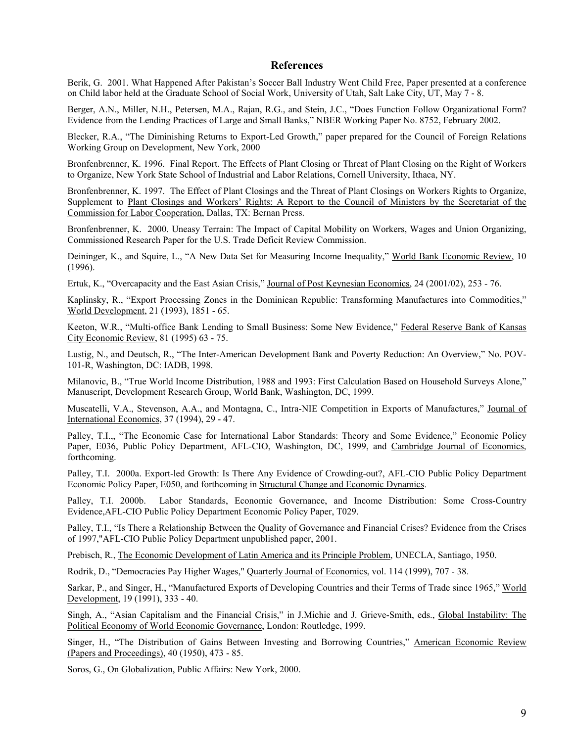## References

Berik, G. 2001. What Happened After Pakistan's Soccer Ball Industry Went Child Free, Paper presented at a conference on Child labor held at the Graduate School of Social Work, University of Utah, Salt Lake City, UT, May 7 - 8.

Berger, A.N., Miller, N.H., Petersen, M.A., Rajan, R.G., and Stein, J.C., "Does Function Follow Organizational Form? Evidence from the Lending Practices of Large and Small Banks," NBER Working Paper No. 8752, February 2002.

Blecker, R.A., "The Diminishing Returns to Export-Led Growth," paper prepared for the Council of Foreign Relations Working Group on Development, New York, 2000

Bronfenbrenner, K. 1996. Final Report. The Effects of Plant Closing or Threat of Plant Closing on the Right of Workers to Organize, New York State School of Industrial and Labor Relations, Cornell University, Ithaca, NY.

Bronfenbrenner, K. 1997. The Effect of Plant Closings and the Threat of Plant Closings on Workers Rights to Organize, Supplement to Plant Closings and Workers' Rights: A Report to the Council of Ministers by the Secretariat of the Commission for Labor Cooperation, Dallas, TX: Bernan Press.

Bronfenbrenner, K. 2000. Uneasy Terrain: The Impact of Capital Mobility on Workers, Wages and Union Organizing, Commissioned Research Paper for the U.S. Trade Deficit Review Commission.

Deininger, K., and Squire, L., "A New Data Set for Measuring Income Inequality," World Bank Economic Review, 10 (1996).

Ertuk, K., "Overcapacity and the East Asian Crisis," Journal of Post Keynesian Economics, 24 (2001/02), 253 - 76.

Kaplinsky, R., "Export Processing Zones in the Dominican Republic: Transforming Manufactures into Commodities," World Development, 21 (1993), 1851 - 65.

Keeton, W.R., "Multi-office Bank Lending to Small Business: Some New Evidence," Federal Reserve Bank of Kansas City Economic Review, 81 (1995) 63 - 75.

Lustig, N., and Deutsch, R., "The Inter-American Development Bank and Poverty Reduction: An Overview," No. POV-101-R, Washington, DC: IADB, 1998.

Milanovic, B., "True World Income Distribution, 1988 and 1993: First Calculation Based on Household Surveys Alone," Manuscript, Development Research Group, World Bank, Washington, DC, 1999.

Muscatelli, V.A., Stevenson, A.A., and Montagna, C., Intra-NIE Competition in Exports of Manufactures," Journal of International Economics, 37 (1994), 29 - 47.

Palley, T.I.,, "The Economic Case for International Labor Standards: Theory and Some Evidence," Economic Policy Paper, E036, Public Policy Department, AFL-CIO, Washington, DC, 1999, and Cambridge Journal of Economics, forthcoming.

Palley, T.I. 2000a. Export-led Growth: Is There Any Evidence of Crowding-out?, AFL-CIO Public Policy Department Economic Policy Paper, E050, and forthcoming in Structural Change and Economic Dynamics.

Palley, T.I. 2000b. Labor Standards, Economic Governance, and Income Distribution: Some Cross-Country Evidence,AFL-CIO Public Policy Department Economic Policy Paper, T029.

Palley, T.I., "Is There a Relationship Between the Quality of Governance and Financial Crises? Evidence from the Crises of 1997,"AFL-CIO Public Policy Department unpublished paper, 2001.

Prebisch, R., The Economic Development of Latin America and its Principle Problem, UNECLA, Santiago, 1950.

Rodrik, D., "Democracies Pay Higher Wages," Quarterly Journal of Economics, vol. 114 (1999), 707 - 38.

Sarkar, P., and Singer, H., "Manufactured Exports of Developing Countries and their Terms of Trade since 1965," World Development, 19 (1991), 333 - 40.

Singh, A., "Asian Capitalism and the Financial Crisis," in J.Michie and J. Grieve-Smith, eds., Global Instability: The Political Economy of World Economic Governance, London: Routledge, 1999.

Singer, H., "The Distribution of Gains Between Investing and Borrowing Countries," American Economic Review (Papers and Proceedings), 40 (1950), 473 - 85.

Soros, G., On Globalization, Public Affairs: New York, 2000.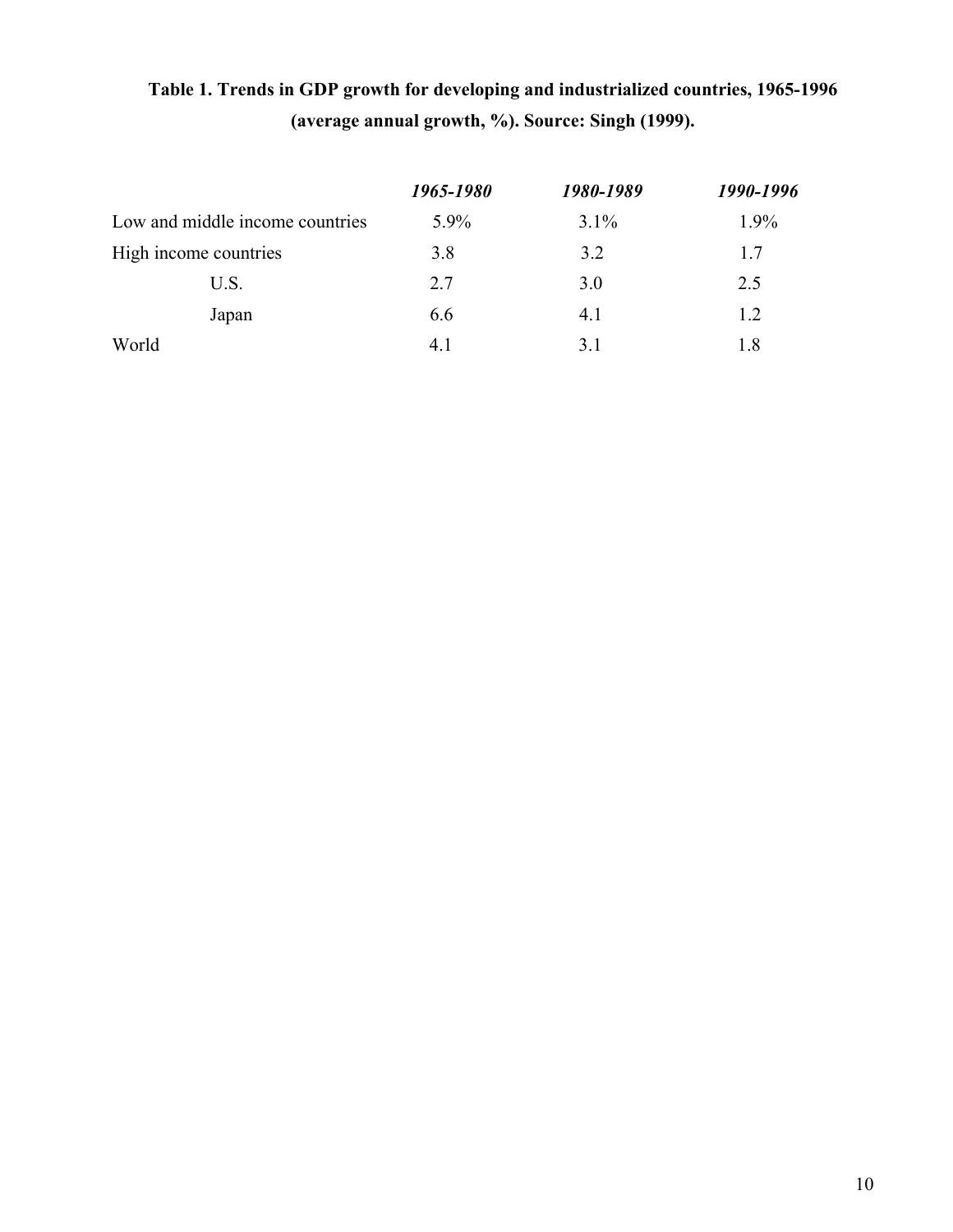**Table 1. Trends in GDP growth for developing and industrialized countries, 1965-1996 (average annual growth, %). Source: Singh (1999).**

| | *1965-1980* | *1980-1989* | *1990-1996* |
|---|---|---|---|
| Low and middle income countries | 5.9% | 3.1% | 1.9% |
| High income countries | 3.8 | 3.2 | 1.7 |
| U.S. | 2.7 | 3.0 | 2.5 |
| Japan | 6.6 | 4.1 | 1.2 |
| World | 4.1 | 3.1 | 1.8 |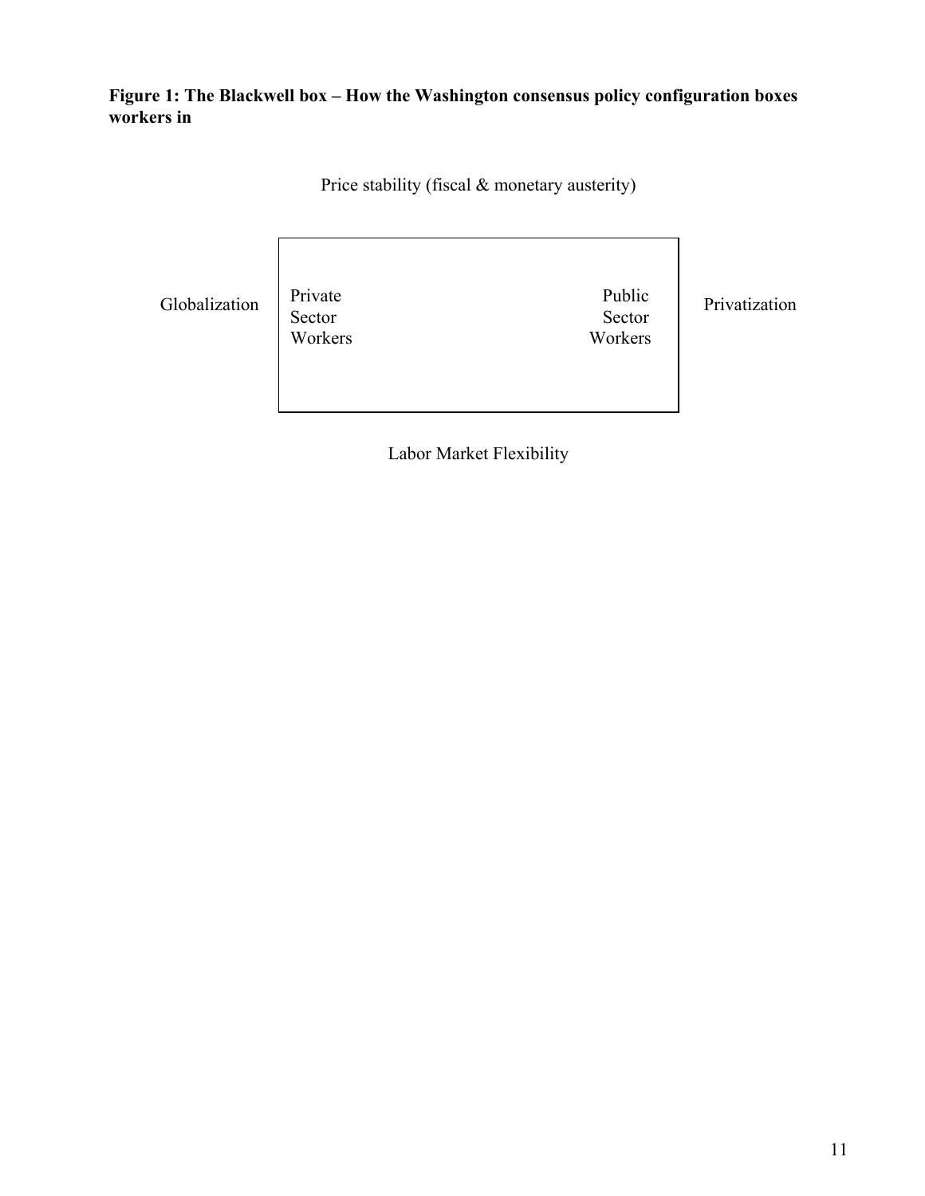**Figure 1: The Blackwell box – How the Washington consensus policy configuration boxes workers in**

Price stability (fiscal & monetary austerity)

Globalization

Private Sector Workers

Public Sector Workers

Privatization

Labor Market Flexibility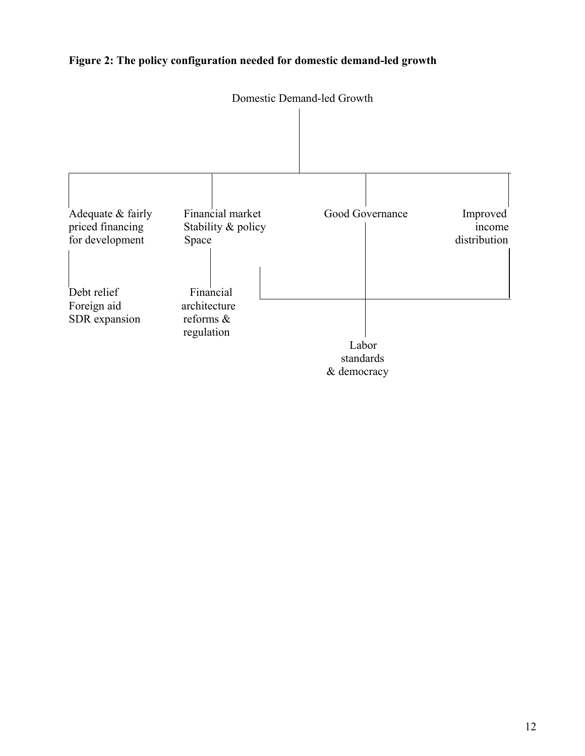**Figure 2: The policy configuration needed for domestic demand-led growth**

Domestic Demand-led Growth

Adequate & fairly priced financing for development

Financial market Stability & policy Space

Good Governance

Improved income distribution

Debt relief
Foreign aid
SDR expansion

Financial architecture reforms & regulation

Labor standards & democracy